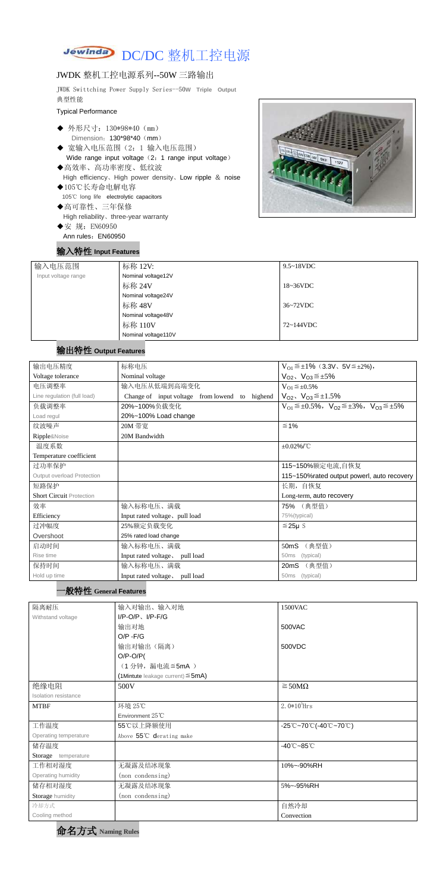# Jewinda DC/DC 整机工控电源

## JWDK 整机工控电源系列--50W 三路输出

JWDK Swittching Power Supply Series--50W Triple Output

典型性能

Typical Performance

- ◆ 外形尺寸：130\*98\*40（mm）
  Dimension：130\*98\*40（mm）
- ◆ 宽输入电压范围（2：1 输入电压范围）
  Wide range input voltage（2：1 range input voltage）
- ◆高效率、高功率密度、低纹波
  High efficiency、High power density、Low ripple ＆ noise
- ◆105℃长寿命电解电容
  105℃ long life electrolytic capacitors
- ◆高可靠性、三年保修
  High reliability、three-year warranty
- ◆安 规：EN60950
  Ann rules：EN60950

## 输入特性 Input Features

| 输入电压范围 Input voltage range | 标称 12V: Nominal voltage12V | 9.5~18VDC |
|---|---|---|
| | 标称 24V Nominal voltage24V | 18~36VDC |
| | 标称 48V Nominal voltage48V | 36~72VDC |
| | 标称 110V Nominal voltage110V | 72~144VDC |

## 输出特性 Output Features

| 输出电压精度 Voltage tolerance | 标称电压 Nominal voltage | $V_{O1}\leqq\pm1\%$（3.3V、5V≦±2%），$V_{O2}$、$V_{O3}\leqq\pm5\%$ |
|---|---|---|
| 电压调整率 Line regulation (full load) | 输入电压从低端到高端变化 Change of input voltage from lowend to highend | $V_{O1}\leqq\pm0.5\%$ $V_{O2}$、$V_{O3}\leqq\pm1.5\%$ |
| 负载调整率 Load regul | 20%~100%负载变化 20%~100% Load change | $V_{O1}\leqq\pm0.5\%$，$V_{O2}\leqq\pm3\%$，$V_{O3}\leqq\pm5\%$ |
| 纹波噪声 Ripple&Noise | 20M 带宽 20M Bandwidth | ≦1% |
| 温度系数 Temperature coefficient | | ±0.02%/℃ |
| 过功率保护 Output overload Protection | | 115~150%额定电流,自恢复 115~150%rated output powerl, auto recovery |
| 短路保护 Short Circuit Protection | | 长期，自恢复 Long-term, auto recovery |
| 效率 Efficiency | 输入标称电压、满载 Input rated voltage、pull load | 75%（典型值） 75%(typical) |
| 过冲幅度 Overshoot | 25%额定负载变化 25% rated load change | ≦25μ S |
| 启动时间 Rise time | 输入标称电压、满载 Input rated voltage、 pull load | 50mS（典型值） 50ms (typical) |
| 保持时间 Hold up time | 输入标称电压、满载 Input rated voltage、 pull load | 20mS（典型值） 50ms (typical) |

## 一般特性 General Features

| 隔离耐压 Withstand voltage | 输入对输出、输入对地 I/P-O/P、I/P-F/G | 1500VAC |
|---|---|---|
| | 输出对地 O/P -F/G | 500VAC |
| | 输出对输出（隔离） O/P-O/P( | 500VDC |
| | （1 分钟，漏电流≦5mA ） (1Mintute leakage current)≦5mA) | |
| 绝缘电阻 Isolation resistance | 500V | ≧50MΩ |
| MTBF | 环境 25℃ Environment 25℃ | $2.0*10^5$Hrs |
| 工作温度 Operating temperature | 55℃以上降额使用 Above 55℃ derating make | -25℃~70℃(-40℃~70℃) |
| 储存温度 Storage temperature | | -40℃~85℃ |
| 工作相对湿度 Operating humidity | 无凝露及结冰现象 (non condensing) | 10%~-90%RH |
| 储存相对湿度 Storage humidity | 无凝露及结冰现象 (non condensing) | 5%~-95%RH |
| 冷却方式 Cooling method | | 自然冷却 Convection |

## 命名方式 Naming Rules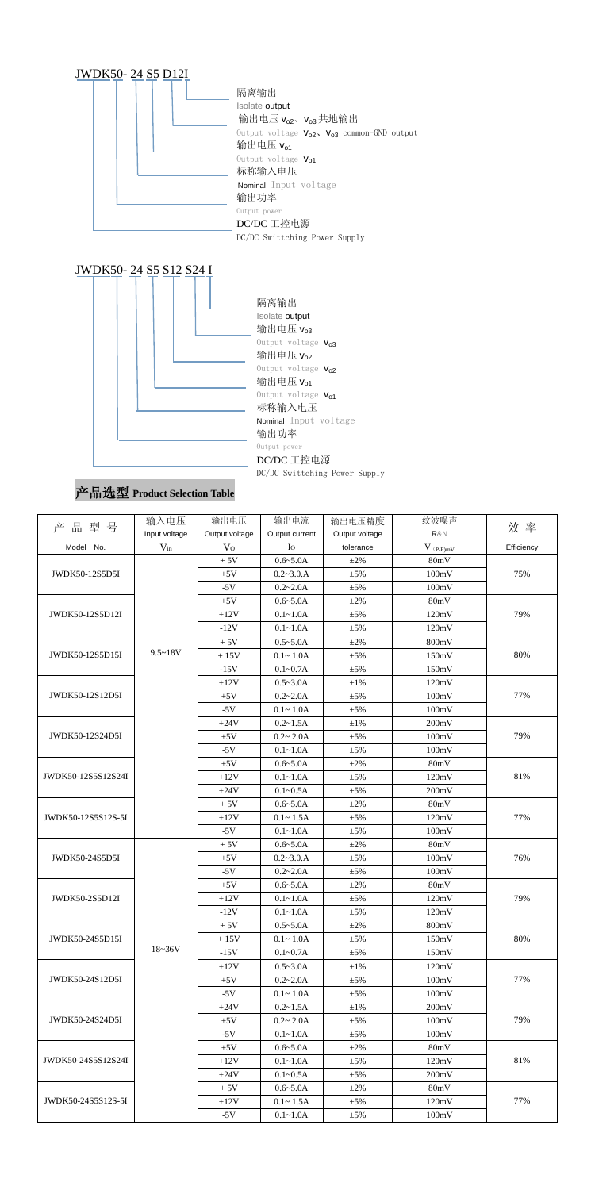JWDK50- 24 S5 D12I

- 隔离输出 Isolate output
- 输出电压 $V_{o2}$、$V_{o3}$ 共地输出 Output voltage $V_{o2}$、$V_{o3}$ common-GND output
- 输出电压 $V_{o1}$ Output voltage $V_{o1}$
- 标称输入电压 Nominal Input voltage
- 输出功率 Output power
- DC/DC 工控电源 DC/DC Swittching Power Supply

JWDK50- 24 S5 S12 S24 I

- 隔离输出 Isolate output
- 输出电压 $V_{o3}$ Output voltage $V_{o3}$
- 输出电压 $V_{o2}$ Output voltage $V_{o2}$
- 输出电压 $V_{o1}$ Output voltage $V_{o1}$
- 标称输入电压 Nominal Input voltage
- 输出功率 Output power
- DC/DC 工控电源 DC/DC Swittching Power Supply

## 产品选型 Product Selection Table

| 产 品 型 号 Model No. | 输入电压 Input voltage $V_{in}$ | 输出电压 Output voltage $V_O$ | 输出电流 Output current $I_O$ | 输出电压精度 Output voltage tolerance | 纹波噪声 R&N $V_{(P-P)mV}$ | 效 率 Efficiency |
|---|---|---|---|---|---|---|
| JWDK50-12S5D5I | 9.5~18V | + 5V | 0.6~5.0A | ±2% | 80mV | 75% |
| | | +5V | 0.2~3.0.A | ±5% | 100mV | |
| | | -5V | 0.2~2.0A | ±5% | 100mV | |
| JWDK50-12S5D12I | | +5V | 0.6~5.0A | ±2% | 80mV | 79% |
| | | +12V | 0.1~1.0A | ±5% | 120mV | |
| | | -12V | 0.1~1.0A | ±5% | 120mV | |
| JWDK50-12S5D15I | | + 5V | 0.5~5.0A | ±2% | 800mV | 80% |
| | | + 15V | 0.1~ 1.0A | ±5% | 150mV | |
| | | -15V | 0.1~0.7A | ±5% | 150mV | |
| JWDK50-12S12D5I | | +12V | 0.5~3.0A | ±1% | 120mV | 77% |
| | | +5V | 0.2~2.0A | ±5% | 100mV | |
| | | -5V | 0.1~ 1.0A | ±5% | 100mV | |
| JWDK50-12S24D5I | | +24V | 0.2~1.5A | ±1% | 200mV | 79% |
| | | +5V | 0.2~ 2.0A | ±5% | 100mV | |
| | | -5V | 0.1~1.0A | ±5% | 100mV | |
| JWDK50-12S5S12S24I | | +5V | 0.6~5.0A | ±2% | 80mV | 81% |
| | | +12V | 0.1~1.0A | ±5% | 120mV | |
| | | +24V | 0.1~0.5A | ±5% | 200mV | |
| JWDK50-12S5S12S-5I | | + 5V | 0.6~5.0A | ±2% | 80mV | 77% |
| | | +12V | 0.1~ 1.5A | ±5% | 120mV | |
| | | -5V | 0.1~1.0A | ±5% | 100mV | |
| JWDK50-24S5D5I | 18~36V | + 5V | 0.6~5.0A | ±2% | 80mV | 76% |
| | | +5V | 0.2~3.0.A | ±5% | 100mV | |
| | | -5V | 0.2~2.0A | ±5% | 100mV | |
| JWDK50-2S5D12I | | +5V | 0.6~5.0A | ±2% | 80mV | 79% |
| | | +12V | 0.1~1.0A | ±5% | 120mV | |
| | | -12V | 0.1~1.0A | ±5% | 120mV | |
| JWDK50-24S5D15I | | + 5V | 0.5~5.0A | ±2% | 800mV | 80% |
| | | + 15V | 0.1~ 1.0A | ±5% | 150mV | |
| | | -15V | 0.1~0.7A | ±5% | 150mV | |
| JWDK50-24S12D5I | | +12V | 0.5~3.0A | ±1% | 120mV | 77% |
| | | +5V | 0.2~2.0A | ±5% | 100mV | |
| | | -5V | 0.1~ 1.0A | ±5% | 100mV | |
| JWDK50-24S24D5I | | +24V | 0.2~1.5A | ±1% | 200mV | 79% |
| | | +5V | 0.2~ 2.0A | ±5% | 100mV | |
| | | -5V | 0.1~1.0A | ±5% | 100mV | |
| JWDK50-24S5S12S24I | | +5V | 0.6~5.0A | ±2% | 80mV | 81% |
| | | +12V | 0.1~1.0A | ±5% | 120mV | |
| | | +24V | 0.1~0.5A | ±5% | 200mV | |
| JWDK50-24S5S12S-5I | | + 5V | 0.6~5.0A | ±2% | 80mV | 77% |
| | | +12V | 0.1~ 1.5A | ±5% | 120mV | |
| | | -5V | 0.1~1.0A | ±5% | 100mV | |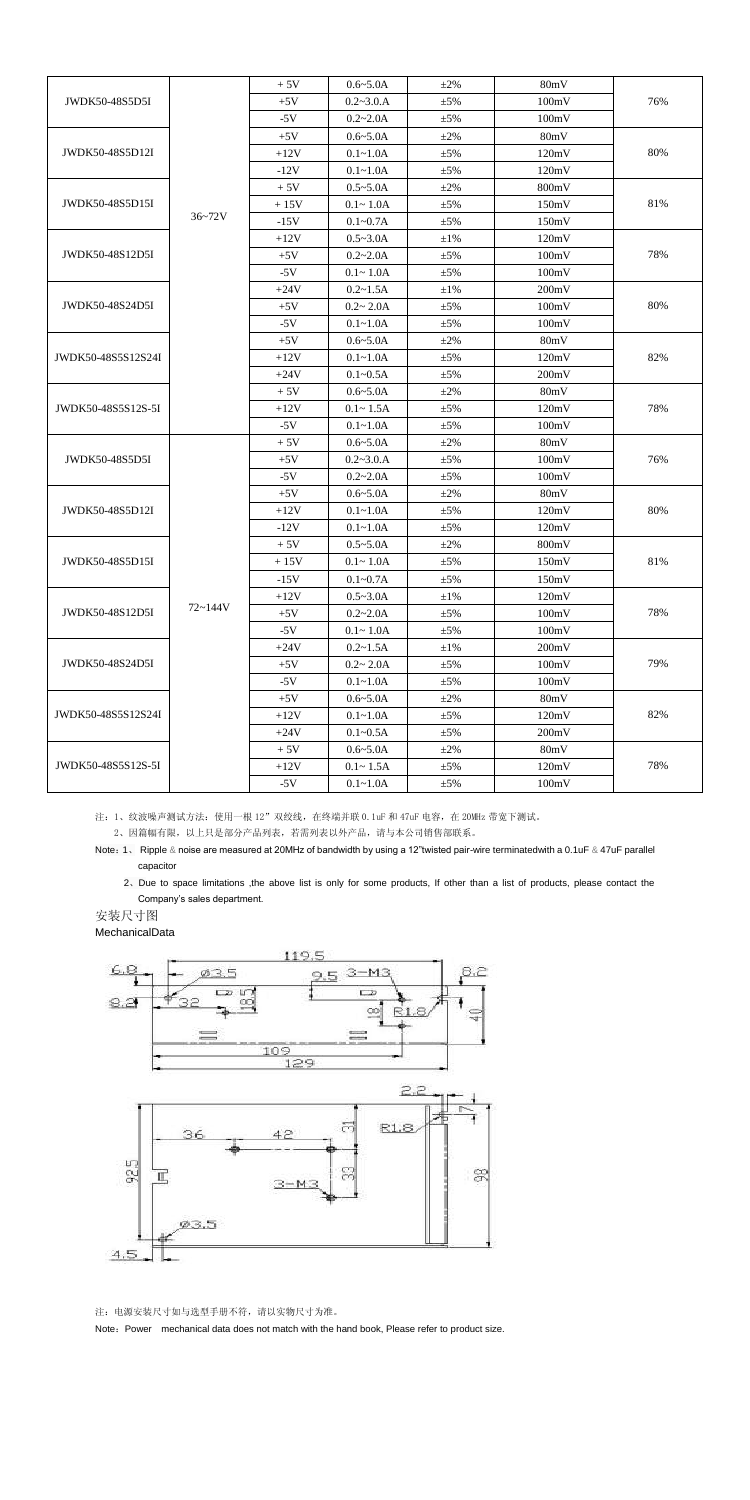| | | | | | | |
|---|---|---|---|---|---|---|
| JWDK50-48S5D5I | 36~72V | + 5V | 0.6~5.0A | ±2% | 80mV | 76% |
| | | +5V | 0.2~3.0.A | ±5% | 100mV | |
| | | -5V | 0.2~2.0A | ±5% | 100mV | |
| JWDK50-48S5D12I | | +5V | 0.6~5.0A | ±2% | 80mV | 80% |
| | | +12V | 0.1~1.0A | ±5% | 120mV | |
| | | -12V | 0.1~1.0A | ±5% | 120mV | |
| JWDK50-48S5D15I | | + 5V | 0.5~5.0A | ±2% | 800mV | 81% |
| | | + 15V | 0.1~ 1.0A | ±5% | 150mV | |
| | | -15V | 0.1~0.7A | ±5% | 150mV | |
| JWDK50-48S12D5I | | +12V | 0.5~3.0A | ±1% | 120mV | 78% |
| | | +5V | 0.2~2.0A | ±5% | 100mV | |
| | | -5V | 0.1~ 1.0A | ±5% | 100mV | |
| JWDK50-48S24D5I | | +24V | 0.2~1.5A | ±1% | 200mV | 80% |
| | | +5V | 0.2~ 2.0A | ±5% | 100mV | |
| | | -5V | 0.1~1.0A | ±5% | 100mV | |
| JWDK50-48S5S12S24I | | +5V | 0.6~5.0A | ±2% | 80mV | 82% |
| | | +12V | 0.1~1.0A | ±5% | 120mV | |
| | | +24V | 0.1~0.5A | ±5% | 200mV | |
| JWDK50-48S5S12S-5I | | + 5V | 0.6~5.0A | ±2% | 80mV | 78% |
| | | +12V | 0.1~ 1.5A | ±5% | 120mV | |
| | | -5V | 0.1~1.0A | ±5% | 100mV | |
| JWDK50-48S5D5I | 72~144V | + 5V | 0.6~5.0A | ±2% | 80mV | 76% |
| | | +5V | 0.2~3.0.A | ±5% | 100mV | |
| | | -5V | 0.2~2.0A | ±5% | 100mV | |
| JWDK50-48S5D12I | | +5V | 0.6~5.0A | ±2% | 80mV | 80% |
| | | +12V | 0.1~1.0A | ±5% | 120mV | |
| | | -12V | 0.1~1.0A | ±5% | 120mV | |
| JWDK50-48S5D15I | | + 5V | 0.5~5.0A | ±2% | 800mV | 81% |
| | | + 15V | 0.1~ 1.0A | ±5% | 150mV | |
| | | -15V | 0.1~0.7A | ±5% | 150mV | |
| JWDK50-48S12D5I | | +12V | 0.5~3.0A | ±1% | 120mV | 78% |
| | | +5V | 0.2~2.0A | ±5% | 100mV | |
| | | -5V | 0.1~ 1.0A | ±5% | 100mV | |
| JWDK50-48S24D5I | | +24V | 0.2~1.5A | ±1% | 200mV | 79% |
| | | +5V | 0.2~ 2.0A | ±5% | 100mV | |
| | | -5V | 0.1~1.0A | ±5% | 100mV | |
| JWDK50-48S5S12S24I | | +5V | 0.6~5.0A | ±2% | 80mV | 82% |
| | | +12V | 0.1~1.0A | ±5% | 120mV | |
| | | +24V | 0.1~0.5A | ±5% | 200mV | |
| JWDK50-48S5S12S-5I | | + 5V | 0.6~5.0A | ±2% | 80mV | 78% |
| | | +12V | 0.1~ 1.5A | ±5% | 120mV | |
| | | -5V | 0.1~1.0A | ±5% | 100mV | |

注：1、纹波噪声测试方法：使用一根 12" 双绞线，在终端并联 0.1uF 和 47uF 电容，在 20MHz 带宽下测试。

2、因篇幅有限，以上只是部分产品列表，若需列表以外产品，请与本公司销售部联系。

Note：1、 Ripple & noise are measured at 20MHz of bandwidth by using a 12"twisted pair-wire terminatedwith a 0.1uF & 47uF parallel capacitor

2、Due to space limitations ,the above list is only for some products, If other than a list of products, please contact the Company's sales department.

安装尺寸图

MechanicalData

119.5
6.8
Ø3.5
9.5
3-M3
8.2
8.2
32
18.5
18
R1.8
40
109
129

2.2
7
36
42
31
R1.8
92.5
33
98
3-M3
Ø3.5
4.5

注：电源安装尺寸如与选型手册不符，请以实物尺寸为准。

Note：Power mechanical data does not match with the hand book, Please refer to product size.